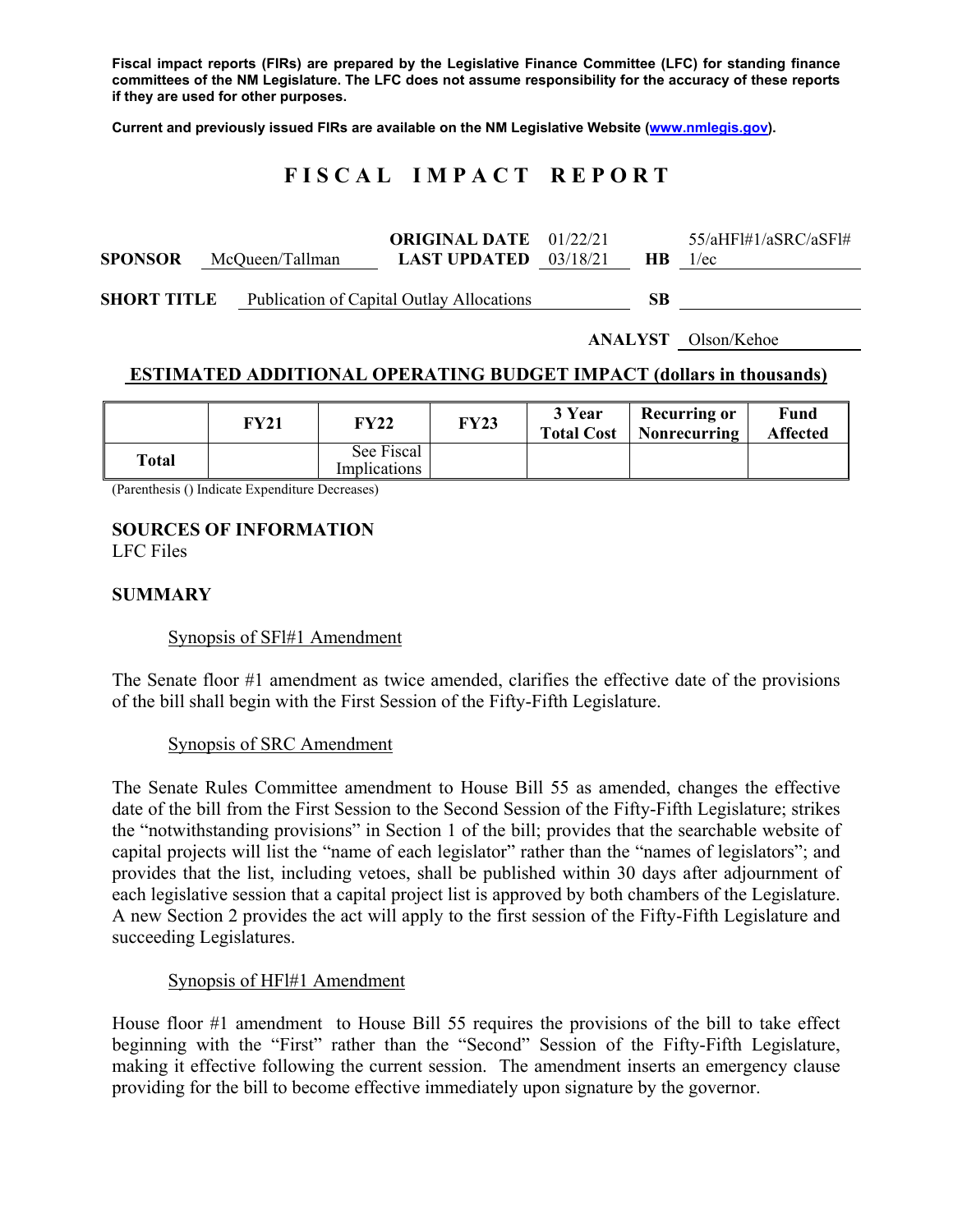**Fiscal impact reports (FIRs) are prepared by the Legislative Finance Committee (LFC) for standing finance committees of the NM Legislature. The LFC does not assume responsibility for the accuracy of these reports if they are used for other purposes.**

**Current and previously issued FIRs are available on the NM Legislative Website (www.nmlegis.gov).**

# FISCAL IMPACT REPORT

| | | | | | |
|---|---|---|---|---|---|
| **SPONSOR** | McQueen/Tallman | **ORIGINAL DATE** **LAST UPDATED** | 01/22/21 03/18/21 | **HB** | 55/aHFl#1/aSRC/aSFl#1/ec |
| **SHORT TITLE** | Publication of Capital Outlay Allocations | | | **SB** | |
| | | | | **ANALYST** | Olson/Kehoe |

## ESTIMATED ADDITIONAL OPERATING BUDGET IMPACT (dollars in thousands)

| | FY21 | FY22 | FY23 | 3 Year Total Cost | Recurring or Nonrecurring | Fund Affected |
|---|---|---|---|---|---|---|
| **Total** | | See Fiscal Implications | | | | |

(Parenthesis () Indicate Expenditure Decreases)

### SOURCES OF INFORMATION

LFC Files

### SUMMARY

Synopsis of SFl#1 Amendment

The Senate floor #1 amendment as twice amended, clarifies the effective date of the provisions of the bill shall begin with the First Session of the Fifty-Fifth Legislature.

Synopsis of SRC Amendment

The Senate Rules Committee amendment to House Bill 55 as amended, changes the effective date of the bill from the First Session to the Second Session of the Fifty-Fifth Legislature; strikes the "notwithstanding provisions" in Section 1 of the bill; provides that the searchable website of capital projects will list the "name of each legislator" rather than the "names of legislators"; and provides that the list, including vetoes, shall be published within 30 days after adjournment of each legislative session that a capital project list is approved by both chambers of the Legislature. A new Section 2 provides the act will apply to the first session of the Fifty-Fifth Legislature and succeeding Legislatures.

Synopsis of HFl#1 Amendment

House floor #1 amendment to House Bill 55 requires the provisions of the bill to take effect beginning with the "First" rather than the "Second" Session of the Fifty-Fifth Legislature, making it effective following the current session. The amendment inserts an emergency clause providing for the bill to become effective immediately upon signature by the governor.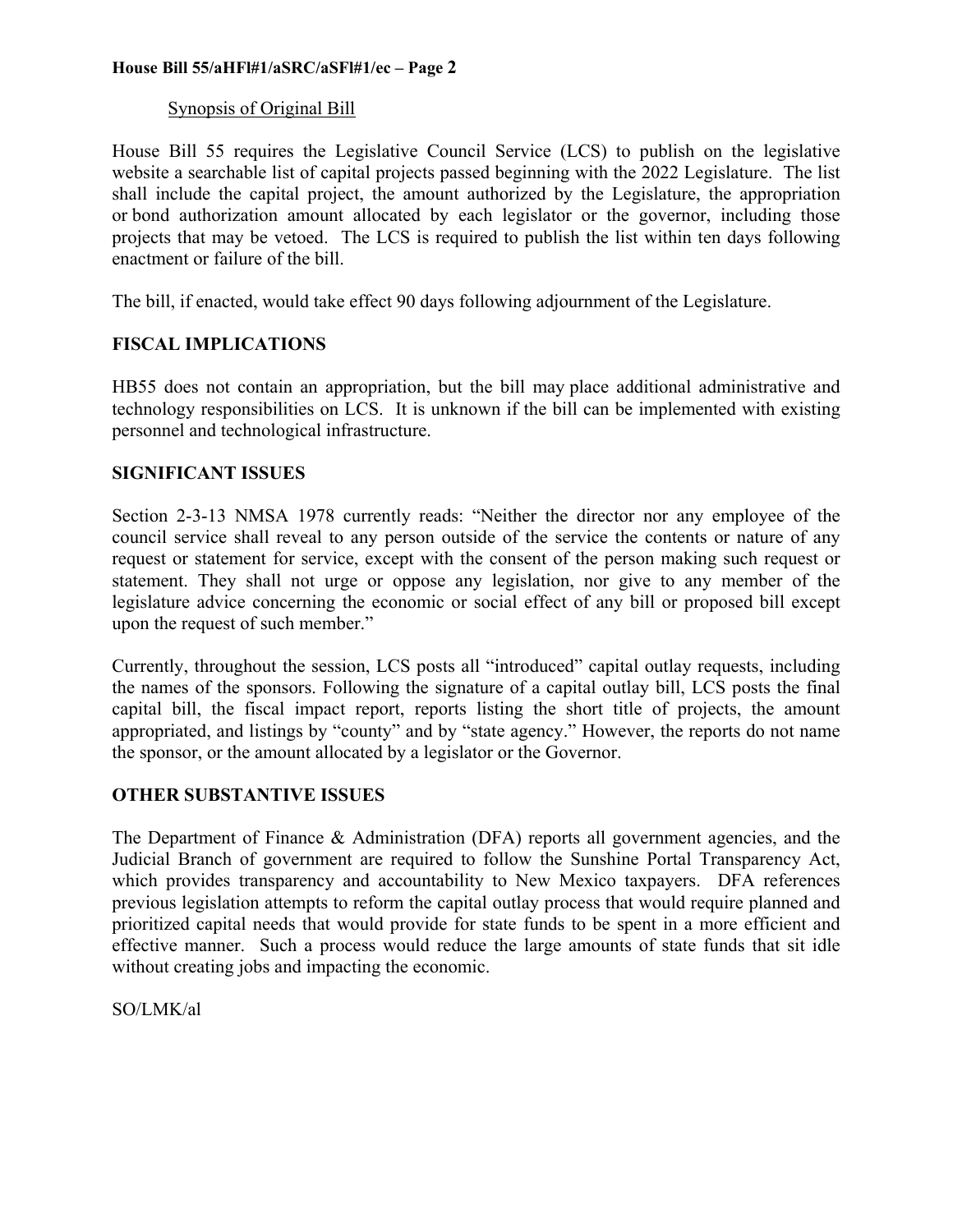Synopsis of Original Bill

House Bill 55 requires the Legislative Council Service (LCS) to publish on the legislative website a searchable list of capital projects passed beginning with the 2022 Legislature. The list shall include the capital project, the amount authorized by the Legislature, the appropriation or bond authorization amount allocated by each legislator or the governor, including those projects that may be vetoed. The LCS is required to publish the list within ten days following enactment or failure of the bill.

The bill, if enacted, would take effect 90 days following adjournment of the Legislature.

**FISCAL IMPLICATIONS**

HB55 does not contain an appropriation, but the bill may place additional administrative and technology responsibilities on LCS. It is unknown if the bill can be implemented with existing personnel and technological infrastructure.

**SIGNIFICANT ISSUES**

Section 2-3-13 NMSA 1978 currently reads: "Neither the director nor any employee of the council service shall reveal to any person outside of the service the contents or nature of any request or statement for service, except with the consent of the person making such request or statement. They shall not urge or oppose any legislation, nor give to any member of the legislature advice concerning the economic or social effect of any bill or proposed bill except upon the request of such member."

Currently, throughout the session, LCS posts all "introduced" capital outlay requests, including the names of the sponsors. Following the signature of a capital outlay bill, LCS posts the final capital bill, the fiscal impact report, reports listing the short title of projects, the amount appropriated, and listings by "county" and by "state agency." However, the reports do not name the sponsor, or the amount allocated by a legislator or the Governor.

**OTHER SUBSTANTIVE ISSUES**

The Department of Finance & Administration (DFA) reports all government agencies, and the Judicial Branch of government are required to follow the Sunshine Portal Transparency Act, which provides transparency and accountability to New Mexico taxpayers. DFA references previous legislation attempts to reform the capital outlay process that would require planned and prioritized capital needs that would provide for state funds to be spent in a more efficient and effective manner. Such a process would reduce the large amounts of state funds that sit idle without creating jobs and impacting the economic.

SO/LMK/al